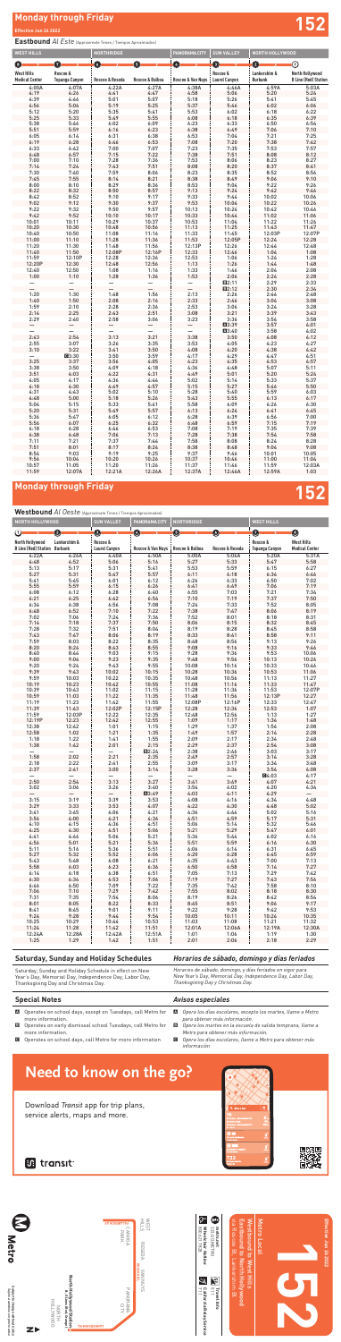# Monday through Friday — 152

Effective Jun 26 2022

## Eastbound *Al Este* (Approximate Times / Tiempos Aproximados)

| WEST HILLS | | NORTHRIDGE | | PANORAMA CITY | SUN VALLEY | NORTH HOLLYWOOD | |
|---|---|---|---|---|---|---|---|
| 1 | 2 | 3 | 4 | 5 | 6 | 7 | 8 |
| West Hills Medical Center | Reseda & Topanga Canyon | Reseda & Roscoe | Roscoe & Balboa | Roscoe & Van Nuys | Roscoe & Laurel Canyon | Lankershim & Burbank | North Hollywood B Line (Red) Station |
| 4:00A | 4:07A | 4:22A | 4:27A | 4:38A | 4:46A | 4:59A | 5:03A |
| 4:19 | 4:26 | 4:41 | 4:47 | 4:58 | 5:06 | 5:20 | 5:24 |
| 4:39 | 4:46 | 5:01 | 5:07 | 5:18 | 5:26 | 5:41 | 5:45 |
| 4:56 | 5:04 | 5:19 | 5:25 | 5:37 | 5:46 | 6:02 | 6:06 |
| 5:12 | 5:20 | 5:35 | 5:41 | 5:53 | 6:02 | 6:18 | 6:22 |
| 5:25 | 5:33 | 5:49 | 5:55 | 6:08 | 6:18 | 6:35 | 6:39 |
| 5:38 | 5:46 | 6:02 | 6:09 | 6:23 | 6:33 | 6:50 | 6:54 |
| 5:51 | 5:59 | 6:16 | 6:23 | 6:38 | 6:49 | 7:06 | 7:10 |
| 6:05 | 6:14 | 6:31 | 6:38 | 6:53 | 7:04 | 7:21 | 7:25 |
| 6:19 | 6:28 | 6:46 | 6:53 | 7:08 | 7:20 | 7:38 | 7:42 |
| 6:33 | 6:42 | 7:00 | 7:07 | 7:23 | 7:35 | 7:53 | 7:57 |
| 6:48 | 6:57 | 7:15 | 7:22 | 7:38 | 7:51 | 8:08 | 8:12 |
| 7:00 | 7:10 | 7:28 | 7:36 | 7:53 | 8:06 | 8:23 | 8:27 |
| 7:14 | 7:24 | 7:43 | 7:51 | 8:08 | 8:20 | 8:37 | 8:41 |
| 7:30 | 7:40 | 7:59 | 8:06 | 8:23 | 8:35 | 8:52 | 8:56 |
| 7:45 | 7:55 | 8:14 | 8:21 | 8:38 | 8:49 | 9:06 | 9:10 |
| 8:00 | 8:10 | 8:29 | 8:36 | 8:53 | 9:04 | 9:22 | 9:26 |
| 8:22 | 8:32 | 8:50 | 8:57 | 9:13 | 9:24 | 9:42 | 9:46 |
| 8:42 | 8:52 | 9:10 | 9:17 | 9:33 | 9:44 | 10:02 | 10:06 |
| 9:02 | 9:12 | 9:30 | 9:37 | 9:53 | 10:04 | 10:22 | 10:26 |
| 9:22 | 9:32 | 9:50 | 9:57 | 10:13 | 10:24 | 10:42 | 10:46 |
| 9:42 | 9:52 | 10:10 | 10:17 | 10:33 | 10:44 | 11:02 | 11:06 |
| 10:01 | 10:11 | 10:29 | 10:37 | 10:53 | 11:04 | 11:22 | 11:26 |
| 10:20 | 10:30 | 10:48 | 10:56 | 11:13 | 11:25 | 11:43 | 11:47 |
| 10:40 | 10:50 | 11:08 | 11:16 | 11:33 | 11:45 | 12:03P | 12:07P |
| 11:00 | 11:10 | 11:28 | 11:36 | 11:53 | 12:05P | 12:24 | 12:28 |
| 11:20 | 11:30 | 11:48 | 11:56 | 12:13P | 12:26 | 12:44 | 12:48 |
| 11:40 | 11:50 | 12:08P | 12:16P | 12:33 | 12:46 | 1:04 | 1:08 |
| 11:59 | 12:10P | 12:28 | 12:36 | 12:53 | 1:06 | 1:24 | 1:28 |
| 12:20P | 12:30 | 12:48 | 12:56 | 1:13 | 1:26 | 1:44 | 1:48 |
| 12:40 | 12:50 | 1:08 | 1:16 | 1:33 | 1:46 | 2:04 | 2:08 |
| 1:00 | 1:10 | 1:28 | 1:36 | 1:53 | 2:06 | 2:24 | 2:28 |
| — | — | — | — | — | A 2:11 | 2:29 | 2:33 |
| — | — | — | — | — | B 2:12 | 2:30 | 2:36 |
| 1:20 | 1:30 | 1:48 | 1:56 | 2:13 | 2:26 | 2:44 | 2:48 |
| 1:40 | 1:50 | 2:08 | 2:16 | 2:33 | 2:46 | 3:04 | 3:08 |
| 1:59 | 2:10 | 2:28 | 2:36 | 2:53 | 3:06 | 3:24 | 3:28 |
| 2:14 | 2:25 | 2:43 | 2:51 | 3:08 | 3:21 | 3:39 | 3:43 |
| 2:29 | 2:40 | 2:58 | 3:06 | 3:23 | 3:36 | 3:54 | 3:58 |
| — | — | — | — | — | B 3:39 | 3:57 | 4:01 |
| — | — | — | — | — | A 3:40 | 3:58 | 4:02 |
| 2:43 | 2:54 | 3:13 | 3:21 | 3:38 | 3:50 | 4:08 | 4:12 |
| 2:55 | 3:07 | 3:26 | 3:35 | 3:53 | 4:05 | 4:23 | 4:27 |
| 3:10 | 3:22 | 3:41 | 3:50 | 4:08 | 4:20 | 4:38 | 4:42 |
| — | C 3:30 | 3:50 | 3:59 | 4:17 | 4:29 | 4:47 | 4:51 |
| 3:25 | 3:37 | 3:56 | 4:05 | 4:23 | 4:35 | 4:53 | 4:57 |
| 3:38 | 3:50 | 4:09 | 4:18 | 4:36 | 4:48 | 5:07 | 5:11 |
| 3:51 | 4:03 | 4:22 | 4:31 | 4:49 | 5:01 | 5:20 | 5:24 |
| 4:05 | 4:17 | 4:36 | 4:44 | 5:02 | 5:14 | 5:33 | 5:37 |
| 4:18 | 4:30 | 4:49 | 4:57 | 5:15 | 5:27 | 5:46 | 5:50 |
| 4:31 | 4:43 | 5:02 | 5:10 | 5:28 | 5:40 | 5:59 | 6:03 |
| 4:48 | 5:00 | 5:18 | 5:26 | 5:43 | 5:55 | 6:13 | 6:17 |
| 5:04 | 5:15 | 5:33 | 5:41 | 5:58 | 6:09 | 6:26 | 6:30 |
| 5:20 | 5:31 | 5:49 | 5:57 | 6:13 | 6:24 | 6:41 | 6:45 |
| 5:36 | 5:47 | 6:05 | 6:12 | 6:28 | 6:39 | 6:56 | 7:00 |
| 5:56 | 6:07 | 6:25 | 6:32 | 6:48 | 6:59 | 7:15 | 7:19 |
| 6:18 | 6:28 | 6:46 | 6:53 | 7:08 | 7:19 | 7:35 | 7:39 |
| 6:38 | 6:48 | 7:06 | 7:13 | 7:28 | 7:38 | 7:54 | 7:58 |
| 7:11 | 7:21 | 7:37 | 7:44 | 7:58 | 8:08 | 8:24 | 8:28 |
| 7:51 | 8:01 | 8:17 | 8:24 | 8:38 | 8:48 | 9:04 | 9:08 |
| 8:54 | 9:03 | 9:19 | 9:25 | 9:37 | 9:46 | 10:01 | 10:05 |
| 9:56 | 10:04 | 10:20 | 10:26 | 10:37 | 10:46 | 11:00 | 11:04 |
| 10:57 | 11:05 | 11:20 | 11:26 | 11:37 | 11:46 | 11:59 | 12:03A |
| 11:59 | 12:07A | 12:21A | 12:26A | 12:37A | 12:44A | 12:59A | 1:03 |

# Monday through Friday — 152

## Westbound *Al Oeste* (Approximate Times / Tiempos Aproximados)

| NORTH HOLLYWOOD | | SUN VALLEY | PANORAMA CITY | NORTHRIDGE | | WEST HILLS | |
|---|---|---|---|---|---|---|---|
| 8 | 7 | 6 | 5 | 4 | 3 | 2 | 1 |
| North Hollywood B Line (Red) Station | Lankershim & Burbank | Roscoe & Laurel Canyon | Roscoe & Van Nuys | Roscoe & Balboa | Roscoe & Reseda | Reseda & Topanga Canyon | West Hills Medical Center |
| 4:22A | 4:25A | 4:40A | 4:50A | 5:00A | 5:06A | 5:20A | 5:31A |
| 4:48 | 4:52 | 5:06 | 5:16 | 5:27 | 5:33 | 5:47 | 5:58 |
| 5:13 | 5:17 | 5:31 | 5:41 | 5:53 | 5:59 | 6:15 | 6:27 |
| 5:27 | 5:31 | 5:47 | 5:57 | 6:11 | 6:18 | 6:34 | 6:46 |
| 5:41 | 5:45 | 6:01 | 6:12 | 6:26 | 6:33 | 6:50 | 7:02 |
| 5:55 | 5:59 | 6:15 | 6:26 | 6:41 | 6:49 | 7:06 | 7:19 |
| 6:08 | 6:12 | 6:28 | 6:40 | 6:55 | 7:03 | 7:21 | 7:34 |
| 6:21 | 6:25 | 6:42 | 6:54 | 7:10 | 7:19 | 7:37 | 7:50 |
| 6:34 | 6:38 | 6:56 | 7:08 | 7:24 | 7:33 | 7:52 | 8:05 |
| 6:48 | 6:52 | 7:10 | 7:22 | 7:38 | 7:47 | 8:06 | 8:19 |
| 7:02 | 7:06 | 7:24 | 7:36 | 7:52 | 8:01 | 8:18 | 8:31 |
| 7:14 | 7:18 | 7:37 | 7:50 | 8:06 | 8:15 | 8:32 | 8:45 |
| 7:28 | 7:32 | 7:51 | 8:04 | 8:19 | 8:28 | 8:45 | 8:58 |
| 7:43 | 7:47 | 8:06 | 8:19 | 8:33 | 8:41 | 8:58 | 9:11 |
| 7:59 | 8:03 | 8:22 | 8:35 | 8:48 | 8:56 | 9:13 | 9:26 |
| 8:20 | 8:24 | 8:43 | 8:55 | 9:08 | 9:16 | 9:33 | 9:46 |
| 8:40 | 8:44 | 9:03 | 9:15 | 9:28 | 9:36 | 9:53 | 10:06 |
| 9:00 | 9:04 | 9:23 | 9:35 | 9:48 | 9:56 | 10:13 | 10:26 |
| 9:20 | 9:24 | 9:43 | 9:55 | 10:08 | 10:16 | 10:33 | 10:46 |
| 9:39 | 9:43 | 10:02 | 10:15 | 10:28 | 10:36 | 10:53 | 11:06 |
| 9:59 | 10:03 | 10:22 | 10:35 | 10:48 | 10:56 | 11:13 | 11:27 |
| 10:19 | 10:23 | 10:42 | 10:55 | 11:08 | 11:16 | 11:33 | 11:47 |
| 10:39 | 10:43 | 11:02 | 11:15 | 11:28 | 11:36 | 11:53 | 12:07P |
| 10:59 | 11:03 | 11:22 | 11:35 | 11:48 | 11:56 | 12:13P | 12:27 |
| 11:19 | 11:23 | 11:42 | 11:55 | 12:08P | 12:16P | 12:33 | 12:47 |
| 11:39 | 11:43 | 12:02P | 12:15P | 12:28 | 12:36 | 12:53 | 1:07 |
| 11:59 | 12:03P | 12:22 | 12:35 | 12:48 | 12:56 | 1:13 | 1:27 |
| 12:19P | 12:23 | 12:42 | 12:55 | 1:09 | 1:17 | 1:34 | 1:48 |
| 12:38 | 12:42 | 1:01 | 1:15 | 1:29 | 1:37 | 1:54 | 2:08 |
| 12:58 | 1:02 | 1:21 | 1:35 | 1:49 | 1:57 | 2:14 | 2:28 |
| 1:18 | 1:22 | 1:41 | 1:55 | 2:09 | 2:17 | 2:34 | 2:48 |
| 1:38 | 1:42 | 2:01 | 2:15 | 2:29 | 2:37 | 2:54 | 3:08 |
| — | — | — | B 2:24 | 2:38 | 2:46 | 3:03 | 3:17 |
| 1:58 | 2:02 | 2:21 | 2:35 | 2:49 | 2:57 | 3:14 | 3:28 |
| 2:18 | 2:22 | 2:41 | 2:55 | 3:09 | 3:17 | 3:34 | 3:48 |
| 2:37 | 2:41 | 3:00 | 3:14 | 3:28 | 3:36 | 3:54 | 4:08 |
| — | — | — | — | — | — | C 4:03 | 4:17 |
| 2:50 | 2:54 | 3:13 | 3:27 | 3:41 | 3:49 | 4:07 | 4:21 |
| 3:02 | 3:06 | 3:26 | 3:40 | 3:54 | 4:02 | 4:20 | 4:34 |
| — | — | — | A 3:49 | 4:03 | 4:11 | 4:29 | — |
| 3:15 | 3:19 | 3:39 | 3:53 | 4:08 | 4:16 | 4:34 | 4:48 |
| 3:29 | 3:33 | 3:53 | 4:07 | 4:22 | 4:30 | 4:48 | 5:02 |
| 3:41 | 3:45 | 4:06 | 4:21 | 4:36 | 4:44 | 5:02 | 5:16 |
| 3:56 | 4:00 | 4:21 | 4:36 | 4:51 | 4:59 | 5:17 | 5:31 |
| 4:10 | 4:15 | 4:36 | 4:51 | 5:06 | 5:14 | 5:32 | 5:46 |
| 4:25 | 4:30 | 4:51 | 5:06 | 5:21 | 5:29 | 5:47 | 6:01 |
| 4:41 | 4:46 | 5:06 | 5:21 | 5:36 | 5:44 | 6:02 | 6:16 |
| 4:56 | 5:01 | 5:21 | 5:36 | 5:51 | 5:59 | 6:16 | 6:30 |
| 5:11 | 5:16 | 5:36 | 5:51 | 6:06 | 6:14 | 6:31 | 6:44 |
| 5:27 | 5:32 | 5:52 | 6:06 | 6:20 | 6:28 | 6:45 | 6:59 |
| 5:43 | 5:48 | 6:08 | 6:21 | 6:35 | 6:43 | 7:00 | 7:13 |
| 5:58 | 6:03 | 6:23 | 6:36 | 6:50 | 6:58 | 7:14 | 7:27 |
| 6:14 | 6:18 | 6:38 | 6:51 | 7:05 | 7:13 | 7:29 | 7:42 |
| 6:30 | 6:34 | 6:53 | 7:06 | 7:19 | 7:27 | 7:43 | 7:56 |
| 6:46 | 6:50 | 7:09 | 7:22 | 7:35 | 7:42 | 7:58 | 8:10 |
| 7:06 | 7:10 | 7:29 | 7:42 | 7:55 | 8:02 | 8:18 | 8:30 |
| 7:31 | 7:35 | 7:54 | 8:06 | 8:19 | 8:26 | 8:42 | 8:54 |
| 8:01 | 8:05 | 8:22 | 8:33 | 8:45 | 8:51 | 9:06 | 9:17 |
| 8:41 | 8:45 | 9:01 | 9:11 | 9:22 | 9:28 | 9:42 | 9:53 |
| 9:24 | 9:28 | 9:44 | 9:54 | 10:05 | 10:11 | 10:24 | 10:35 |
| 10:25 | 10:29 | 10:44 | 10:53 | 11:03 | 11:08 | 11:21 | 11:32 |
| 11:26 | 11:28 | 11:42 | 11:51 | 12:01A | 12:06A | 12:19A | 12:30A |
| 12:24A | 12:28A | 12:42A | 12:51A | 1:01 | 1:06 | 1:19 | 1:30 |
| 1:25 | 1:29 | 1:42 | 1:51 | 2:01 | 2:06 | 2:18 | 2:27 |

## Saturday, Sunday and Holiday Schedules

Saturday, Sunday and Holiday Schedule in effect on New Year's Day, Memorial Day, Independence Day, Labor Day, Thanksgiving Day and Christmas Day.

## Horarios de sábado, domingo y días feriados

*Horarios de sábado, domingo y días feriados en vigor para New Year's Day, Memorial Day, Independence Day, Labor Day, Thanksgiving Day y Christmas Day.*

## Special Notes

A Operates on school days, except on Tuesdays, call Metro for more information.

B Operates on early dismissal school Tuesdays, call Metro for more information.

C Operates on school days, call Metro for more information.

## Avisos especiales

A *Opera los días escolares, excepto los martes, llame a Metro para obtener más información.*

B *Opera los martes en la escuela de salida temprana, llame a Metro para obtener más información.*

C *Opera los días escolares, llame a Metro para obtener más información.*

# Need to know on the go?

Download *Transit* app for trip plans, service alerts, maps and more.

transit

Metro Local 152

Westbound to West Hills
Eastbound to North Hollywood
via Roscoe Bl, Lankershim Bl

Effective Jun 26 2022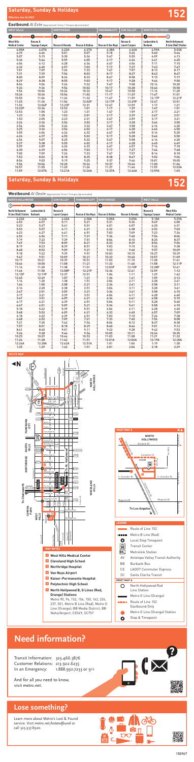# Saturday, Sunday & Holidays

**152**

Effective Jun 26 2022

### Eastbound *Al Este* (Approximate Times / Tiempos Aproximados)

| WEST HILLS | | NORTHRIDGE | | PANORAMA CITY | SUN VALLEY | NORTH HOLLYWOOD | |
|---|---|---|---|---|---|---|---|
| 1 | 2 | 3 | 4 | 5 | 6 | 7 | 8 |
| West Hills Medical Center | Roscoe & Topanga Canyon | Roscoe & Reseda | Roscoe & Balboa | Roscoe & Van Nuys | Roscoe & Laurel Canyon | Lankershim & Burbank | North Hollywood B Line (Red) Station |
| 4:00A | 4:07A | 4:23A | 4:27A | 4:38A | 4:46A | 4:59A | 5:03A |
| 4:39 | 4:46 | 5:01 | 5:07 | 5:18 | 5:26 | 5:40 | 5:44 |
| 5:07 | 5:15 | 5:30 | 5:36 | 5:47 | 5:55 | 6:09 | 6:13 |
| 5:36 | 5:44 | 5:59 | 6:05 | 6:17 | 6:26 | 6:41 | 6:45 |
| 6:04 | 6:12 | 6:28 | 6:34 | 6:47 | 6:56 | 7:11 | 7:15 |
| 6:32 | 6:40 | 6:57 | 7:03 | 7:17 | 7:27 | 7:43 | 7:47 |
| 7:01 | 7:09 | 7:26 | 7:33 | 7:47 | 7:57 | 8:13 | 8:17 |
| 7:31 | 7:39 | 7:56 | 8:03 | 8:17 | 8:27 | 8:43 | 8:47 |
| 8:00 | 8:09 | 8:26 | 8:33 | 8:47 | 8:58 | 9:15 | 9:19 |
| 8:29 | 8:38 | 8:55 | 9:03 | 9:17 | 9:28 | 9:46 | 9:50 |
| 8:56 | 9:06 | 9:24 | 9:32 | 9:47 | 9:58 | 10:16 | 10:20 |
| 9:26 | 9:36 | 9:54 | 10:02 | 10:17 | 10:28 | 10:46 | 10:50 |
| 9:56 | 10:06 | 10:24 | 10:32 | 10:47 | 10:58 | 11:16 | 11:20 |
| 10:26 | 10:36 | 10:54 | 11:02 | 11:17 | 11:29 | 11:47 | 11:51 |
| 10:55 | 11:06 | 11:24 | 11:32 | 11:47 | 11:59 | 12:17P | 12:21P |
| 11:25 | 11:36 | 11:54 | 12:02P | 12:17P | 12:29P | 12:47 | 12:51 |
| 11:52 | 12:06P | 12:23P | 12:31 | 12:47 | 12:59 | 1:17 | 1:21 |
| 12:22P | 12:36 | 12:53 | 1:01 | 1:17 | 1:29 | 1:47 | 1:51 |
| 12:53 | 1:05 | 1:23 | 1:31 | 1:47 | 1:59 | 2:17 | 2:21 |
| 1:23 | 1:35 | 1:53 | 2:01 | 2:17 | 2:29 | 2:47 | 2:51 |
| 1:53 | 2:05 | 2:23 | 2:31 | 2:47 | 2:59 | 3:17 | 3:21 |
| 2:24 | 2:34 | 2:54 | 3:02 | 3:17 | 3:28 | 3:46 | 3:50 |
| 2:54 | 3:06 | 3:24 | 3:32 | 3:47 | 3:58 | 4:16 | 4:20 |
| 3:25 | 3:36 | 3:54 | 4:02 | 4:17 | 4:28 | 4:46 | 4:50 |
| 3:55 | 4:06 | 4:24 | 4:32 | 4:47 | 4:58 | 5:16 | 5:20 |
| 4:26 | 4:37 | 4:55 | 5:02 | 5:17 | 5:28 | 5:46 | 5:50 |
| 4:56 | 5:07 | 5:25 | 5:32 | 5:47 | 5:58 | 6:16 | 6:20 |
| 5:27 | 5:38 | 5:55 | 6:02 | 6:17 | 6:28 | 6:45 | 6:49 |
| 5:59 | 6:09 | 6:26 | 6:33 | 6:47 | 6:57 | 7:14 | 7:18 |
| 6:30 | 6:39 | 6:56 | 7:03 | 7:17 | 7:27 | 7:44 | 7:48 |
| 7:00 | 7:09 | 7:26 | 7:33 | 7:47 | 7:57 | 8:14 | 8:18 |
| 7:53 | 8:02 | 8:18 | 8:25 | 8:38 | 8:47 | 9:02 | 9:06 |
| 8:54 | 9:03 | 9:19 | 9:25 | 9:37 | 9:46 | 10:01 | 10:05 |
| 9:56 | 10:04 | 10:20 | 10:26 | 10:37 | 10:46 | 11:00 | 11:04 |
| 10:57 | 11:05 | 11:20 | 11:26 | 11:37 | 11:46 | 11:59 | 12:03A |
| 11:59 | 12:07A | 12:21A | 12:26A | 12:37A | 12:46A | 12:59A | 1:03 |

# Saturday, Sunday & Holidays

**152**

### Westbound *Al Oeste* (Approximate Times / Tiempos Aproximados)

| NORTH HOLLYWOOD | | SUN VALLEY | PANORAMA CITY | NORTHRIDGE | | WEST HILLS | |
|---|---|---|---|---|---|---|---|
| 8 | 7 | 6 | 5 | 4 | 3 | 2 | 1 |
| North Hollywood B Line (Red) Station | Lankershim & Burbank | Roscoe & Laurel Canyon | Roscoe & Van Nuys | Roscoe & Balboa | Roscoe & Reseda | Roscoe & Topanga Canyon | West Hills Medical Center |
| 4:22A | 4:26A | 4:40A | 4:50A | 5:00A | 5:05A | 5:18A | 5:29A |
| 4:53 | 4:57 | 5:11 | 5:21 | 5:31 | 5:36 | 5:49 | 6:00 |
| 5:23 | 5:27 | 5:41 | 5:51 | 6:01 | 6:07 | 6:20 | 6:31 |
| 5:53 | 5:57 | 6:11 | 6:21 | 6:32 | 6:38 | 6:52 | 7:03 |
| 6:23 | 6:27 | 6:41 | 6:51 | 7:03 | 7:09 | 7:23 | 7:34 |
| 6:52 | 6:56 | 7:11 | 7:21 | 7:34 | 7:40 | 7:56 | 8:06 |
| 7:19 | 7:23 | 7:39 | 7:51 | 8:04 | 8:10 | 8:25 | 8:37 |
| 7:49 | 7:53 | 8:09 | 8:21 | 8:33 | 8:39 | 8:54 | 9:06 |
| 8:19 | 8:23 | 8:39 | 8:51 | 9:03 | 9:10 | 9:26 | 9:38 |
| 8:48 | 8:52 | 9:09 | 9:21 | 9:33 | 9:40 | 9:57 | 10:09 |
| 9:18 | 9:22 | 9:39 | 9:51 | 10:03 | 10:10 | 10:27 | 10:39 |
| 9:47 | 9:51 | 10:09 | 10:21 | 10:33 | 10:40 | 10:57 | 11:09 |
| 10:17 | 10:21 | 10:39 | 10:51 | 11:03 | 11:10 | 11:28 | 11:41 |
| 10:46 | 10:50 | 11:08 | 11:21 | 11:33 | 11:40 | 11:58 | 12:11P |
| 11:16 | 11:20 | 11:38 | 11:51 | 12:03P | 12:10P | 12:28P | 12:41 |
| 11:46 | 11:50 | 12:08P | 12:21P | 12:34 | 12:41 | 12:59 | 1:12 |
| 12:15P | 12:19P | 12:37 | 12:51 | 1:04 | 1:11 | 1:29 | 1:42 |
| 12:45 | 12:49 | 1:07 | 1:21 | 1:34 | 1:41 | 1:59 | 2:12 |
| 1:16 | 1:20 | 1:38 | 1:51 | 2:04 | 2:11 | 2:28 | 2:41 |
| 1:46 | 1:50 | 2:08 | 2:21 | 2:34 | 2:41 | 2:58 | 3:11 |
| 2:16 | 2:20 | 2:38 | 2:51 | 3:04 | 3:11 | 3:28 | 3:41 |
| 2:47 | 2:51 | 3:09 | 3:21 | 3:34 | 3:41 | 3:58 | 4:10 |
| 3:17 | 3:21 | 3:39 | 3:51 | 4:04 | 4:11 | 4:28 | 4:40 |
| 3:47 | 3:51 | 4:09 | 4:21 | 4:34 | 4:41 | 4:58 | 5:10 |
| 4:17 | 4:21 | 4:39 | 4:51 | 5:04 | 5:11 | 5:28 | 5:40 |
| 4:47 | 4:51 | 5:09 | 5:21 | 5:34 | 5:41 | 5:58 | 6:10 |
| 5:18 | 5:22 | 5:39 | 5:51 | 6:04 | 6:11 | 6:28 | 6:40 |
| 5:48 | 5:52 | 6:09 | 6:21 | 6:33 | 6:40 | 6:57 | 7:09 |
| 6:18 | 6:22 | 6:39 | 6:51 | 7:03 | 7:10 | 7:26 | 7:38 |
| 6:48 | 6:52 | 7:09 | 7:21 | 7:33 | 7:40 | 7:56 | 8:08 |
| 7:21 | 7:25 | 7:42 | 7:54 | 8:06 | 8:12 | 8:27 | 8:38 |
| 7:57 | 8:01 | 8:18 | 8:29 | 8:40 | 8:46 | 9:01 | 9:12 |
| 8:41 | 8:45 | 9:01 | 9:11 | 9:22 | 9:28 | 9:42 | 9:53 |
| 9:24 | 9:28 | 9:44 | 9:54 | 10:05 | 10:11 | 10:24 | 10:35 |
| 10:25 | 10:29 | 10:44 | 10:53 | 11:03 | 11:08 | 11:21 | 11:32 |
| 11:24 | 11:28 | 11:42 | 11:51 | 12:01A | 12:06A | 12:19A | 12:30A |
| 12:24A | 12:28A | 12:42A | 12:51A | 1:01 | 1:06 | 1:19 | 1:30 |
| 1:25 | 1:29 | 1:42 | 1:51 | 2:01 | 2:06 | 2:18 | 2:29 |

## ROUTE MAP

### MAP NOTES

1. West Hills Medical Center
2. Cleveland High School
3. Northridge Hospital
4. Van Nuys Airport
5. Kaiser-Permanente Hospital
6. Polytechnic High School
7. North Hollywood B, G Lines (Red, Orange) Stations
   Metro 94, 96, 152, 154, 155, 162, 224, 237, 501, Metro B Line (Red), Metro G Line (Orange); BB Media District, BB Noho/Airport; CE549; SC757

### LEGEND

- Route of Line 152
- Metro B Line (Red)
- Local Stop Timepoint
- Transit Center
- Metrolink Station
- AV Antelope Valley Transit Authority
- BB Burbank Bus
- CE LADOT Commuter Express
- SC Santa Clarita Transit

**INSET MAP A**

- North Hollywood Red Line Station
- Metro G Line (Orange)
- Route of Line 152 Eastbound Only
- Metro G Line (Orange) Station
- Stop & Timepoint

# Need information?

Transit Information: 323.466.3876
Customer Relations: 213.922.6235
In an Emergency: 1.888.950.7233 or 911

And for all you need to know, visit *metro.net*.

# Lose something?

Learn more about Metro's Lost & Found service. Visit *metro.net/lostandfound* or call 323.937.8920.

150967